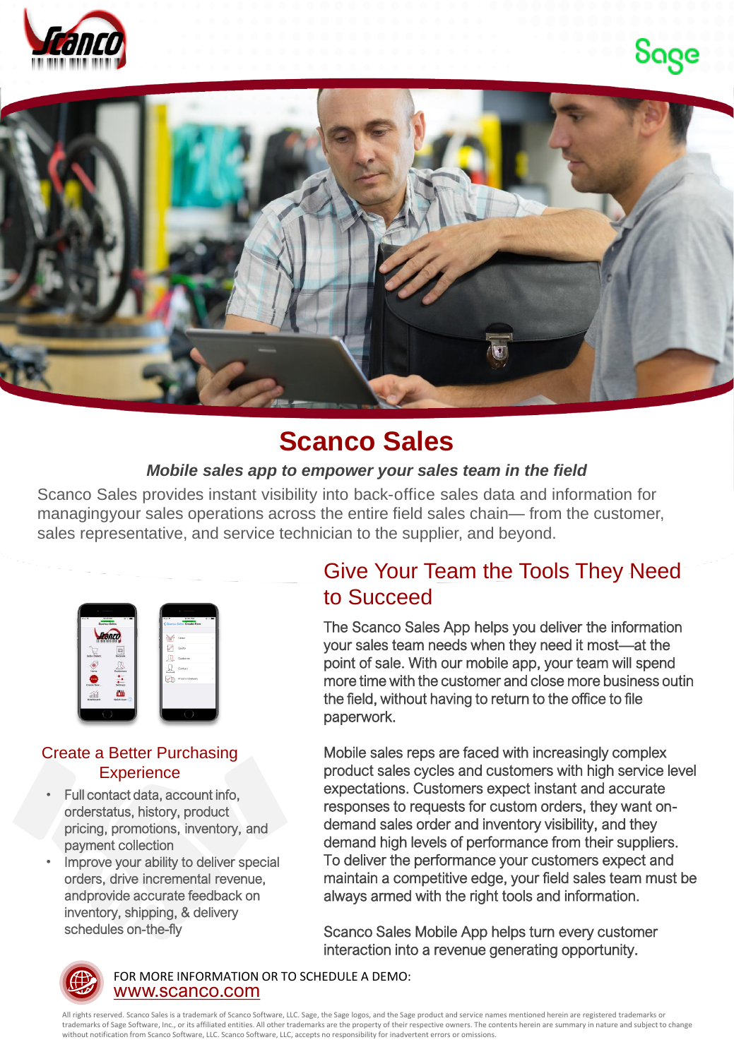# Scanco Sales

***Mobile sales app to empower your sales team in the field***

Scanco Sales provides instant visibility into back-office sales data and information for managingyour sales operations across the entire field sales chain— from the customer, sales representative, and service technician to the supplier, and beyond.

## Give Your Team the Tools They Need to Succeed

The Scanco Sales App helps you deliver the information your sales team needs when they need it most—at the point of sale. With our mobile app, your team will spend more time with the customer and close more business outin the field, without having to return to the office to file paperwork.

Mobile sales reps are faced with increasingly complex product sales cycles and customers with high service level expectations. Customers expect instant and accurate responses to requests for custom orders, they want on-demand sales order and inventory visibility, and they demand high levels of performance from their suppliers. To deliver the performance your customers expect and maintain a competitive edge, your field sales team must be always armed with the right tools and information.

Scanco Sales Mobile App helps turn every customer interaction into a revenue generating opportunity.

## Create a Better Purchasing Experience

- Full contact data, account info, orderstatus, history, product pricing, promotions, inventory, and payment collection
- Improve your ability to deliver special orders, drive incremental revenue, andprovide accurate feedback on inventory, shipping, & delivery schedules on-the-fly

FOR MORE INFORMATION OR TO SCHEDULE A DEMO:
www.scanco.com

All rights reserved. Scanco Sales is a trademark of Scanco Software, LLC. Sage, the Sage logos, and the Sage product and service names mentioned herein are registered trademarks or trademarks of Sage Software, Inc., or its affiliated entities. All other trademarks are the property of their respective owners. The contents herein are summary in nature and subject to change without notification from Scanco Software, LLC. Scanco Software, LLC, accepts no responsibility for inadvertent errors or omissions.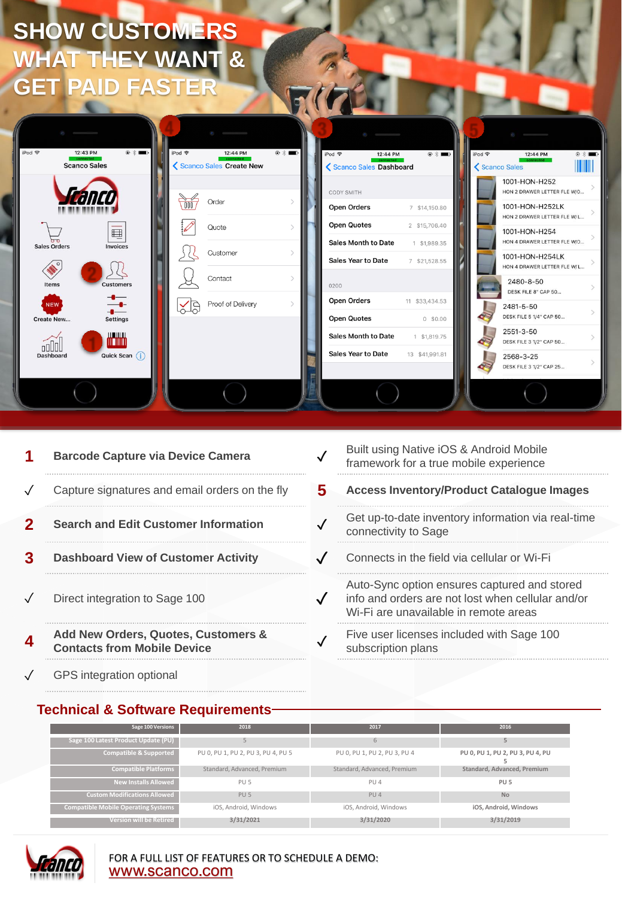# SHOW CUSTOMERS WHAT THEY WANT & GET PAID FASTER

1 **Barcode Capture via Device Camera**

✓ Capture signatures and email orders on the fly

2 **Search and Edit Customer Information**

3 **Dashboard View of Customer Activity**

✓ Direct integration to Sage 100

4 **Add New Orders, Quotes, Customers & Contacts from Mobile Device**

✓ GPS integration optional

✓ Built using Native iOS & Android Mobile framework for a true mobile experience

5 **Access Inventory/Product Catalogue Images**

✓ Get up-to-date inventory information via real-time connectivity to Sage

✓ Connects in the field via cellular or Wi-Fi

✓ Auto-Sync option ensures captured and stored info and orders are not lost when cellular and/or Wi-Fi are unavailable in remote areas

✓ Five user licenses included with Sage 100 subscription plans

## Technical & Software Requirements

| Sage 100 Versions | 2018 | 2017 | 2016 |
|---|---|---|---|
| Sage 100 Latest Product Update (PU) | 5 | 6 | 5 |
| Compatible & Supported | PU 0, PU 1, PU 2, PU 3, PU 4, PU 5 | PU 0, PU 1, PU 2, PU 3, PU 4 | PU 0, PU 1, PU 2, PU 3, PU 4, PU 5 |
| Compatible Platforms | Standard, Advanced, Premium | Standard, Advanced, Premium | Standard, Advanced, Premium |
| New Installs Allowed | PU 5 | PU 4 | PU 5 |
| Custom Modifications Allowed | PU 5 | PU 4 | No |
| Compatible Mobile Operating Systems | iOS, Android, Windows | iOS, Android, Windows | iOS, Android, Windows |
| Version will be Retired | 3/31/2021 | 3/31/2020 | 3/31/2019 |

FOR A FULL LIST OF FEATURES OR TO SCHEDULE A DEMO:
www.scanco.com